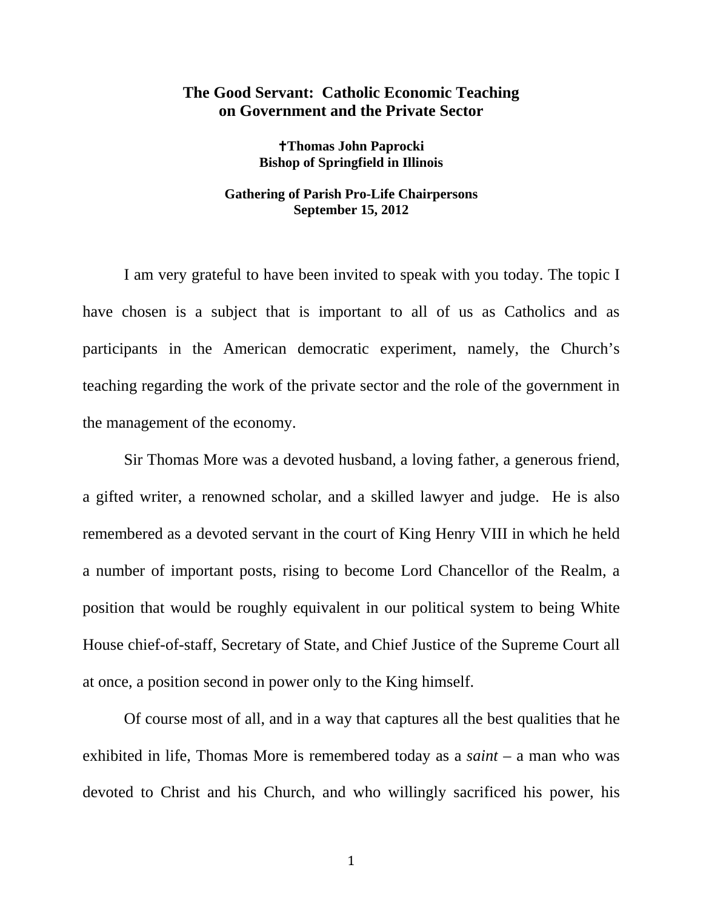# The Good Servant: Catholic Economic Teaching on Government and the Private Sector

**✝Thomas John Paprocki**
**Bishop of Springfield in Illinois**

**Gathering of Parish Pro-Life Chairpersons**
**September 15, 2012**

I am very grateful to have been invited to speak with you today. The topic I have chosen is a subject that is important to all of us as Catholics and as participants in the American democratic experiment, namely, the Church's teaching regarding the work of the private sector and the role of the government in the management of the economy.

Sir Thomas More was a devoted husband, a loving father, a generous friend, a gifted writer, a renowned scholar, and a skilled lawyer and judge. He is also remembered as a devoted servant in the court of King Henry VIII in which he held a number of important posts, rising to become Lord Chancellor of the Realm, a position that would be roughly equivalent in our political system to being White House chief-of-staff, Secretary of State, and Chief Justice of the Supreme Court all at once, a position second in power only to the King himself.

Of course most of all, and in a way that captures all the best qualities that he exhibited in life, Thomas More is remembered today as a *saint* – a man who was devoted to Christ and his Church, and who willingly sacrificed his power, his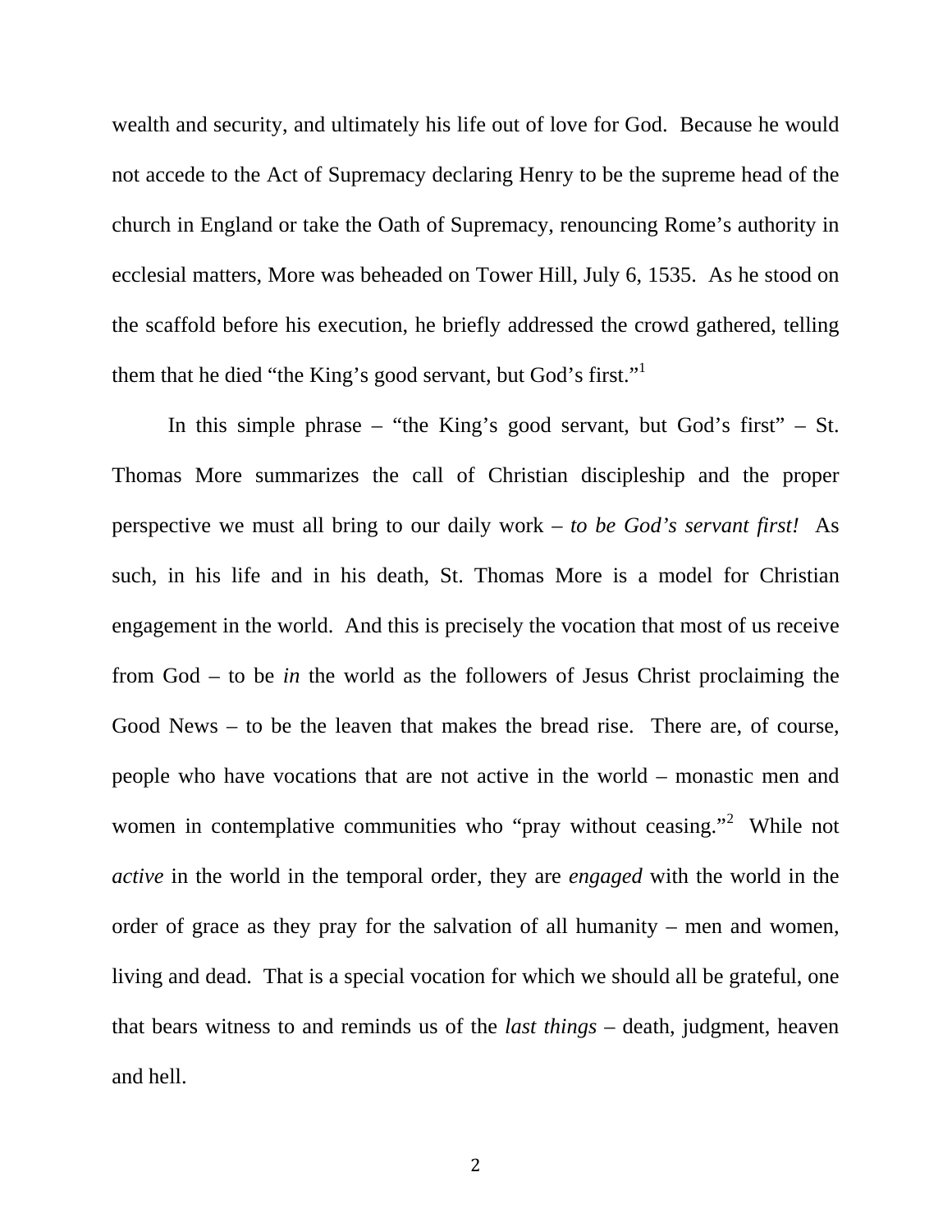wealth and security, and ultimately his life out of love for God. Because he would not accede to the Act of Supremacy declaring Henry to be the supreme head of the church in England or take the Oath of Supremacy, renouncing Rome's authority in ecclesial matters, More was beheaded on Tower Hill, July 6, 1535. As he stood on the scaffold before his execution, he briefly addressed the crowd gathered, telling them that he died "the King's good servant, but God's first."[1]

In this simple phrase – "the King's good servant, but God's first" – St. Thomas More summarizes the call of Christian discipleship and the proper perspective we must all bring to our daily work – *to be God's servant first!* As such, in his life and in his death, St. Thomas More is a model for Christian engagement in the world. And this is precisely the vocation that most of us receive from God – to be *in* the world as the followers of Jesus Christ proclaiming the Good News – to be the leaven that makes the bread rise. There are, of course, people who have vocations that are not active in the world – monastic men and women in contemplative communities who "pray without ceasing."[2] While not *active* in the world in the temporal order, they are *engaged* with the world in the order of grace as they pray for the salvation of all humanity – men and women, living and dead. That is a special vocation for which we should all be grateful, one that bears witness to and reminds us of the *last things* – death, judgment, heaven and hell.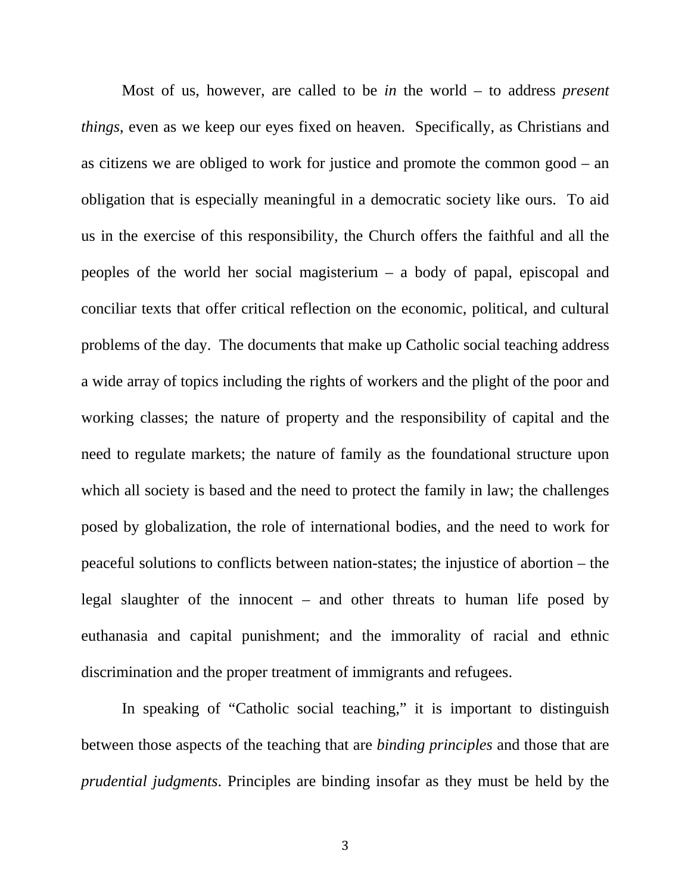Most of us, however, are called to be *in* the world – to address *present things*, even as we keep our eyes fixed on heaven. Specifically, as Christians and as citizens we are obliged to work for justice and promote the common good – an obligation that is especially meaningful in a democratic society like ours. To aid us in the exercise of this responsibility, the Church offers the faithful and all the peoples of the world her social magisterium – a body of papal, episcopal and conciliar texts that offer critical reflection on the economic, political, and cultural problems of the day. The documents that make up Catholic social teaching address a wide array of topics including the rights of workers and the plight of the poor and working classes; the nature of property and the responsibility of capital and the need to regulate markets; the nature of family as the foundational structure upon which all society is based and the need to protect the family in law; the challenges posed by globalization, the role of international bodies, and the need to work for peaceful solutions to conflicts between nation-states; the injustice of abortion – the legal slaughter of the innocent – and other threats to human life posed by euthanasia and capital punishment; and the immorality of racial and ethnic discrimination and the proper treatment of immigrants and refugees.

In speaking of "Catholic social teaching," it is important to distinguish between those aspects of the teaching that are *binding principles* and those that are *prudential judgments*. Principles are binding insofar as they must be held by the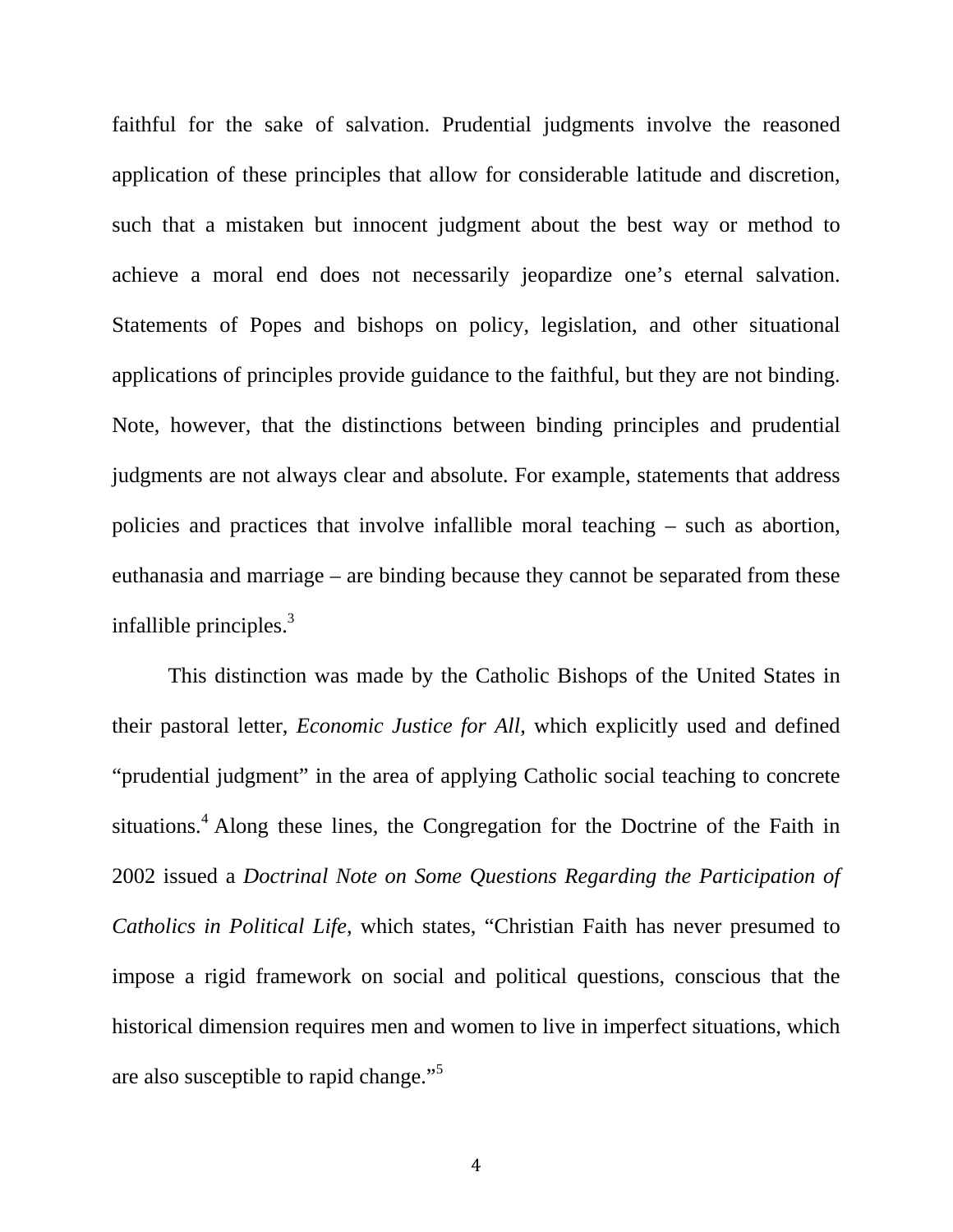faithful for the sake of salvation. Prudential judgments involve the reasoned application of these principles that allow for considerable latitude and discretion, such that a mistaken but innocent judgment about the best way or method to achieve a moral end does not necessarily jeopardize one's eternal salvation. Statements of Popes and bishops on policy, legislation, and other situational applications of principles provide guidance to the faithful, but they are not binding. Note, however, that the distinctions between binding principles and prudential judgments are not always clear and absolute. For example, statements that address policies and practices that involve infallible moral teaching – such as abortion, euthanasia and marriage – are binding because they cannot be separated from these infallible principles.[3]

This distinction was made by the Catholic Bishops of the United States in their pastoral letter, *Economic Justice for All,* which explicitly used and defined "prudential judgment" in the area of applying Catholic social teaching to concrete situations.[4] Along these lines, the Congregation for the Doctrine of the Faith in 2002 issued a *Doctrinal Note on Some Questions Regarding the Participation of Catholics in Political Life*, which states, "Christian Faith has never presumed to impose a rigid framework on social and political questions, conscious that the historical dimension requires men and women to live in imperfect situations, which are also susceptible to rapid change."[5]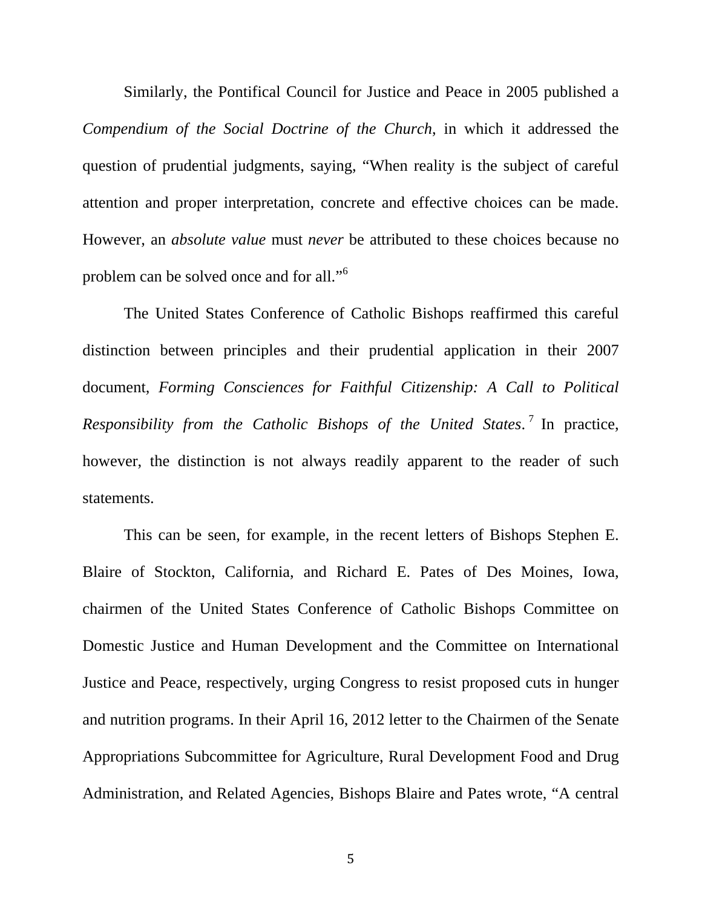Similarly, the Pontifical Council for Justice and Peace in 2005 published a *Compendium of the Social Doctrine of the Church*, in which it addressed the question of prudential judgments, saying, "When reality is the subject of careful attention and proper interpretation, concrete and effective choices can be made. However, an *absolute value* must *never* be attributed to these choices because no problem can be solved once and for all."[6]

The United States Conference of Catholic Bishops reaffirmed this careful distinction between principles and their prudential application in their 2007 document, *Forming Consciences for Faithful Citizenship: A Call to Political Responsibility from the Catholic Bishops of the United States*.[7] In practice, however, the distinction is not always readily apparent to the reader of such statements.

This can be seen, for example, in the recent letters of Bishops Stephen E. Blaire of Stockton, California, and Richard E. Pates of Des Moines, Iowa, chairmen of the United States Conference of Catholic Bishops Committee on Domestic Justice and Human Development and the Committee on International Justice and Peace, respectively, urging Congress to resist proposed cuts in hunger and nutrition programs. In their April 16, 2012 letter to the Chairmen of the Senate Appropriations Subcommittee for Agriculture, Rural Development Food and Drug Administration, and Related Agencies, Bishops Blaire and Pates wrote, "A central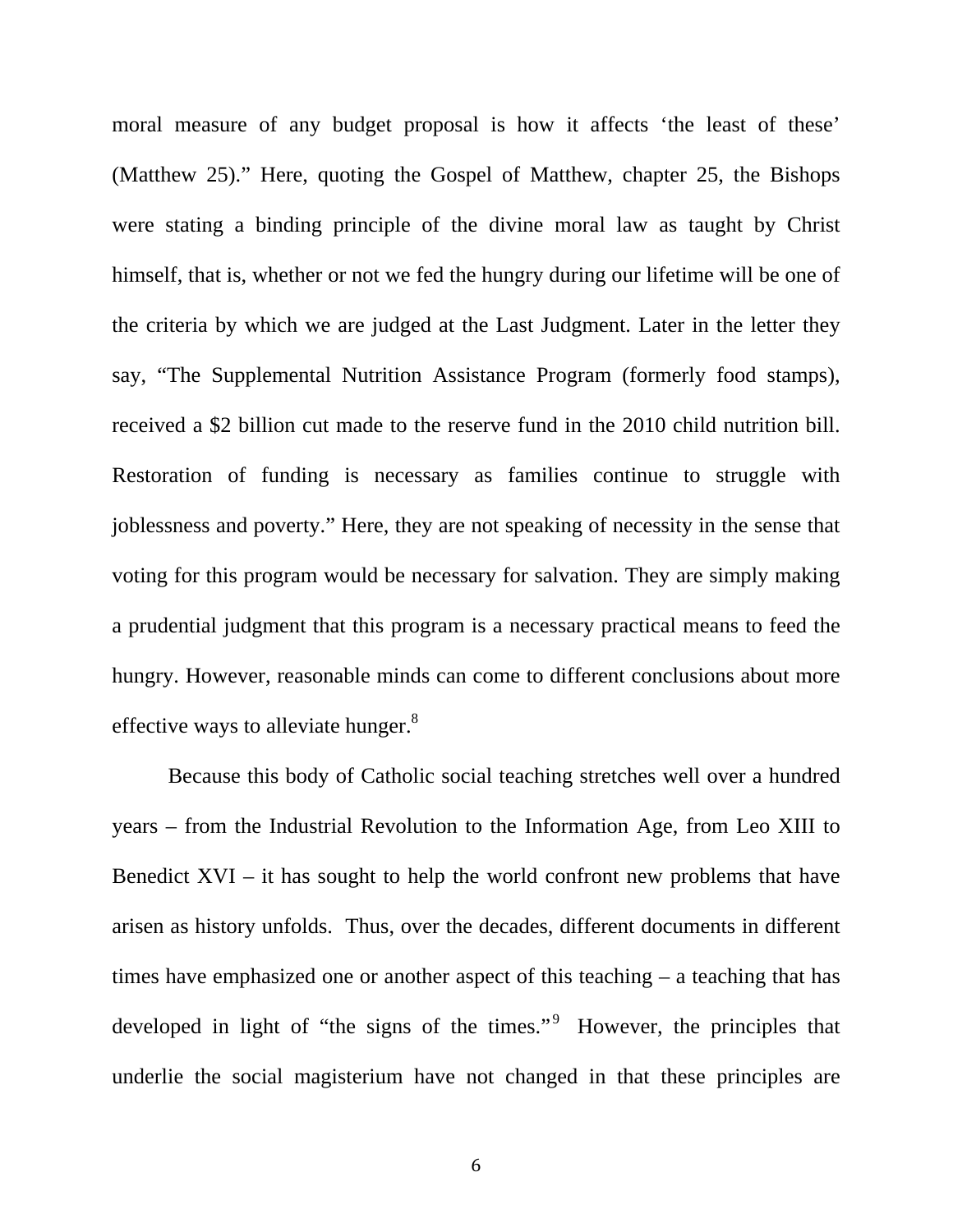moral measure of any budget proposal is how it affects 'the least of these' (Matthew 25)." Here, quoting the Gospel of Matthew, chapter 25, the Bishops were stating a binding principle of the divine moral law as taught by Christ himself, that is, whether or not we fed the hungry during our lifetime will be one of the criteria by which we are judged at the Last Judgment. Later in the letter they say, "The Supplemental Nutrition Assistance Program (formerly food stamps), received a $2 billion cut made to the reserve fund in the 2010 child nutrition bill. Restoration of funding is necessary as families continue to struggle with joblessness and poverty." Here, they are not speaking of necessity in the sense that voting for this program would be necessary for salvation. They are simply making a prudential judgment that this program is a necessary practical means to feed the hungry. However, reasonable minds can come to different conclusions about more effective ways to alleviate hunger.[8]

Because this body of Catholic social teaching stretches well over a hundred years – from the Industrial Revolution to the Information Age, from Leo XIII to Benedict XVI – it has sought to help the world confront new problems that have arisen as history unfolds. Thus, over the decades, different documents in different times have emphasized one or another aspect of this teaching – a teaching that has developed in light of "the signs of the times."[9] However, the principles that underlie the social magisterium have not changed in that these principles are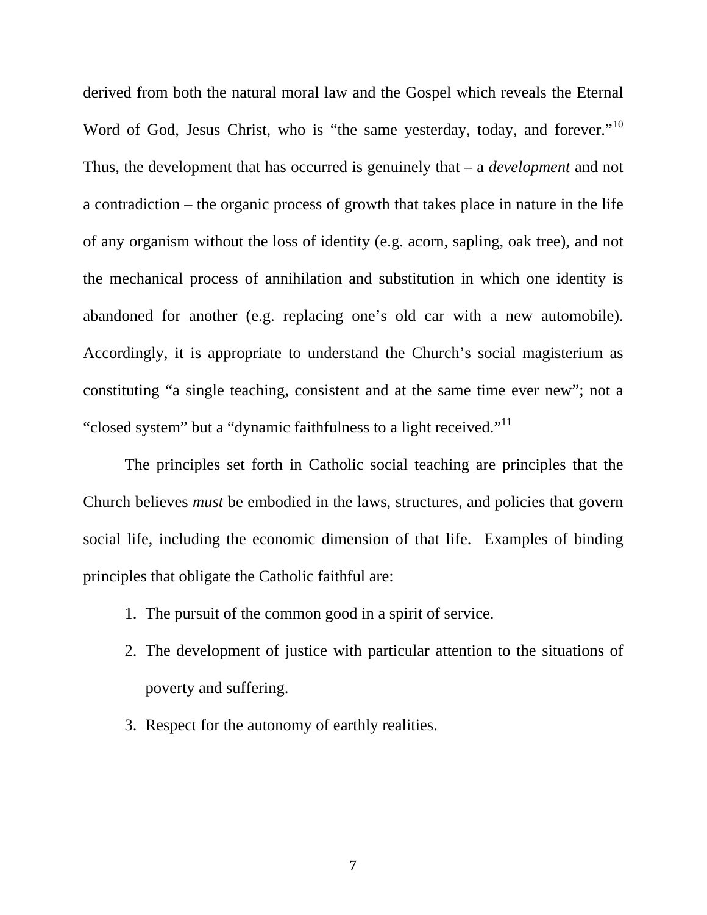derived from both the natural moral law and the Gospel which reveals the Eternal Word of God, Jesus Christ, who is "the same yesterday, today, and forever."[10] Thus, the development that has occurred is genuinely that – a *development* and not a contradiction – the organic process of growth that takes place in nature in the life of any organism without the loss of identity (e.g. acorn, sapling, oak tree), and not the mechanical process of annihilation and substitution in which one identity is abandoned for another (e.g. replacing one's old car with a new automobile). Accordingly, it is appropriate to understand the Church's social magisterium as constituting "a single teaching, consistent and at the same time ever new"; not a "closed system" but a "dynamic faithfulness to a light received."[11]

The principles set forth in Catholic social teaching are principles that the Church believes *must* be embodied in the laws, structures, and policies that govern social life, including the economic dimension of that life. Examples of binding principles that obligate the Catholic faithful are:

1. The pursuit of the common good in a spirit of service.
2. The development of justice with particular attention to the situations of poverty and suffering.
3. Respect for the autonomy of earthly realities.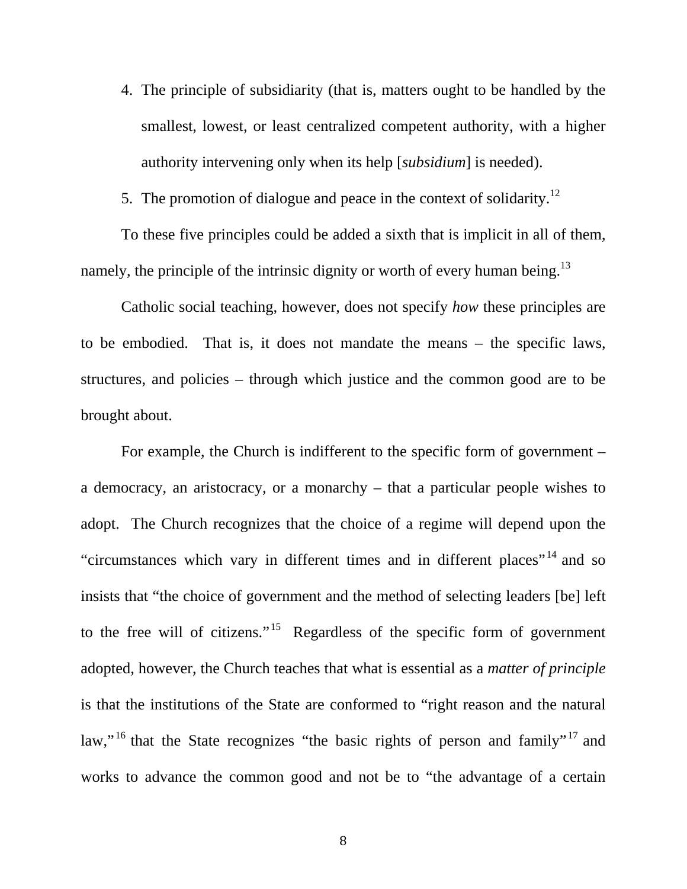4. The principle of subsidiarity (that is, matters ought to be handled by the smallest, lowest, or least centralized competent authority, with a higher authority intervening only when its help [*subsidium*] is needed).
5. The promotion of dialogue and peace in the context of solidarity.[12]

To these five principles could be added a sixth that is implicit in all of them, namely, the principle of the intrinsic dignity or worth of every human being.[13]

Catholic social teaching, however, does not specify *how* these principles are to be embodied. That is, it does not mandate the means – the specific laws, structures, and policies – through which justice and the common good are to be brought about.

For example, the Church is indifferent to the specific form of government – a democracy, an aristocracy, or a monarchy – that a particular people wishes to adopt. The Church recognizes that the choice of a regime will depend upon the "circumstances which vary in different times and in different places"[14] and so insists that "the choice of government and the method of selecting leaders [be] left to the free will of citizens."[15] Regardless of the specific form of government adopted, however, the Church teaches that what is essential as a *matter of principle* is that the institutions of the State are conformed to "right reason and the natural law,"[16] that the State recognizes "the basic rights of person and family"[17] and works to advance the common good and not be to "the advantage of a certain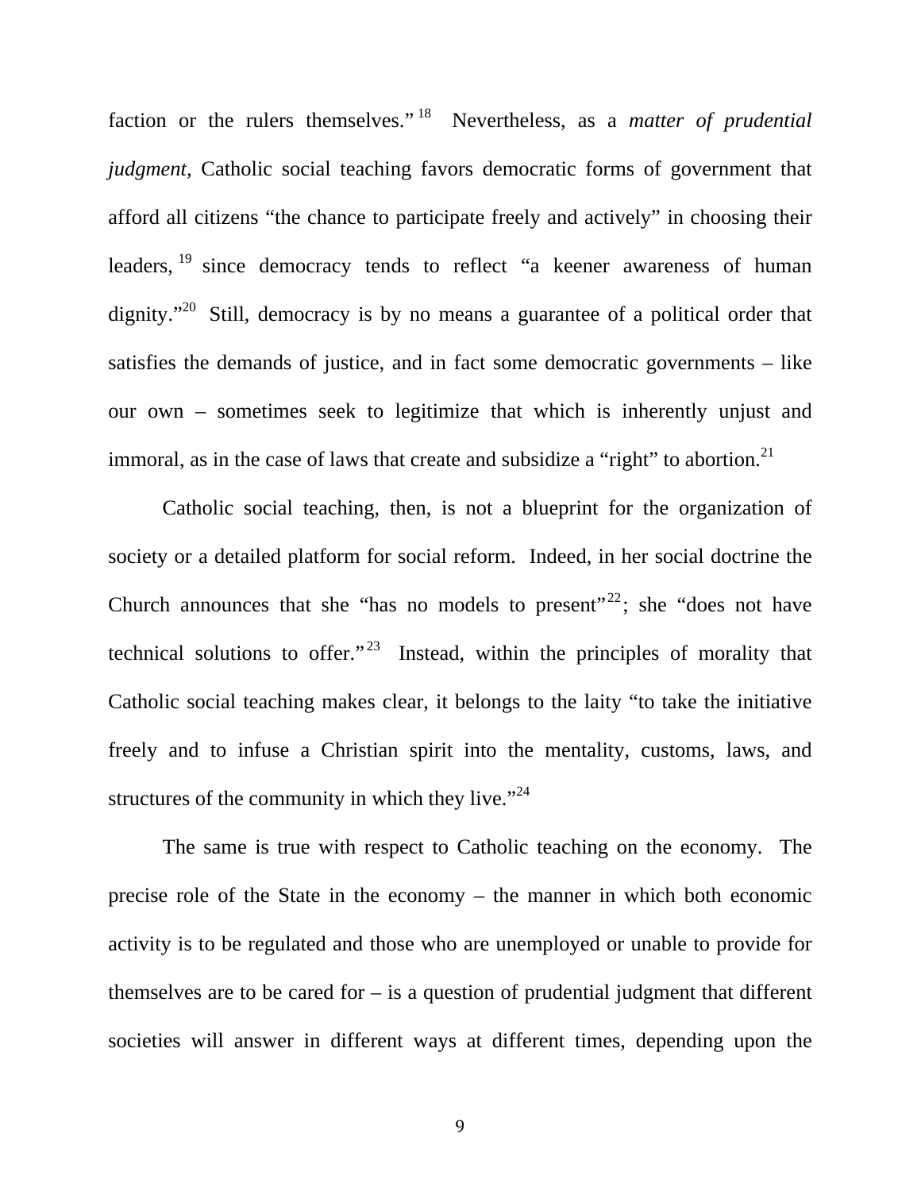faction or the rulers themselves."[18] Nevertheless, as a *matter of prudential judgment*, Catholic social teaching favors democratic forms of government that afford all citizens "the chance to participate freely and actively" in choosing their leaders,[19] since democracy tends to reflect "a keener awareness of human dignity."[20] Still, democracy is by no means a guarantee of a political order that satisfies the demands of justice, and in fact some democratic governments – like our own – sometimes seek to legitimize that which is inherently unjust and immoral, as in the case of laws that create and subsidize a "right" to abortion.[21]

Catholic social teaching, then, is not a blueprint for the organization of society or a detailed platform for social reform. Indeed, in her social doctrine the Church announces that she "has no models to present"[22]; she "does not have technical solutions to offer."[23] Instead, within the principles of morality that Catholic social teaching makes clear, it belongs to the laity "to take the initiative freely and to infuse a Christian spirit into the mentality, customs, laws, and structures of the community in which they live."[24]

The same is true with respect to Catholic teaching on the economy. The precise role of the State in the economy – the manner in which both economic activity is to be regulated and those who are unemployed or unable to provide for themselves are to be cared for – is a question of prudential judgment that different societies will answer in different ways at different times, depending upon the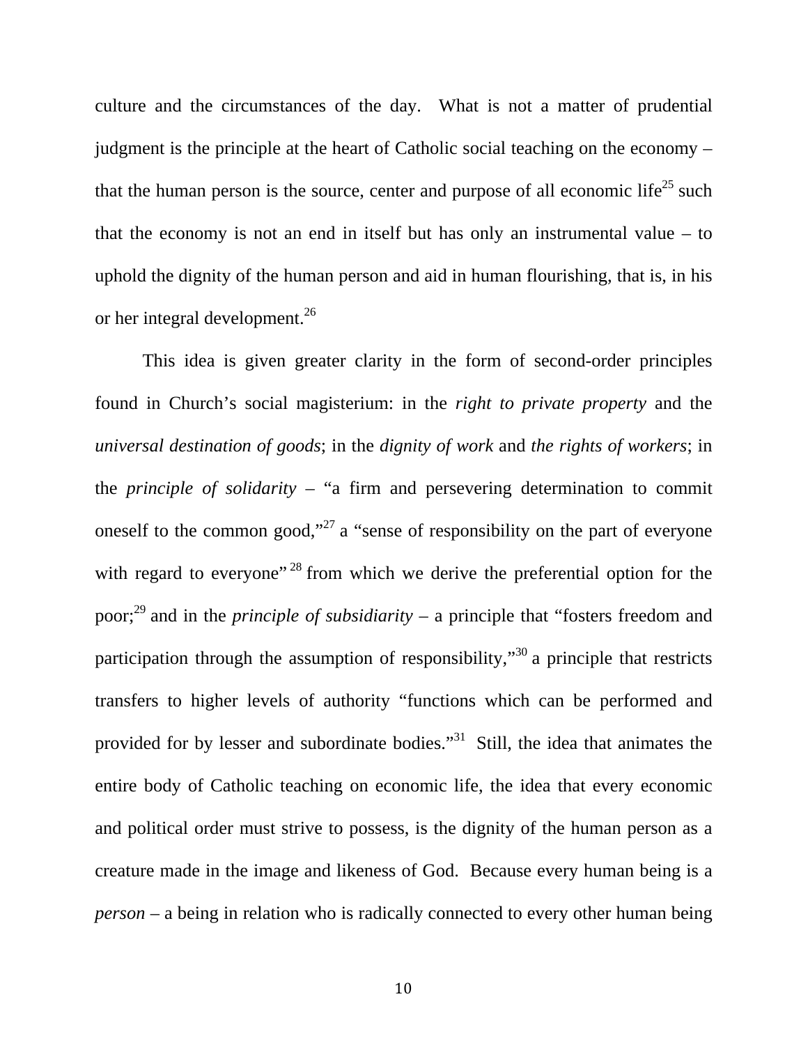culture and the circumstances of the day. What is not a matter of prudential judgment is the principle at the heart of Catholic social teaching on the economy – that the human person is the source, center and purpose of all economic life[25] such that the economy is not an end in itself but has only an instrumental value – to uphold the dignity of the human person and aid in human flourishing, that is, in his or her integral development.[26]

This idea is given greater clarity in the form of second-order principles found in Church's social magisterium: in the *right to private property* and the *universal destination of goods*; in the *dignity of work* and *the rights of workers*; in the *principle of solidarity* – "a firm and persevering determination to commit oneself to the common good,"[27] a "sense of responsibility on the part of everyone with regard to everyone"[28] from which we derive the preferential option for the poor;[29] and in the *principle of subsidiarity* – a principle that "fosters freedom and participation through the assumption of responsibility,"[30] a principle that restricts transfers to higher levels of authority "functions which can be performed and provided for by lesser and subordinate bodies."[31] Still, the idea that animates the entire body of Catholic teaching on economic life, the idea that every economic and political order must strive to possess, is the dignity of the human person as a creature made in the image and likeness of God. Because every human being is a *person* – a being in relation who is radically connected to every other human being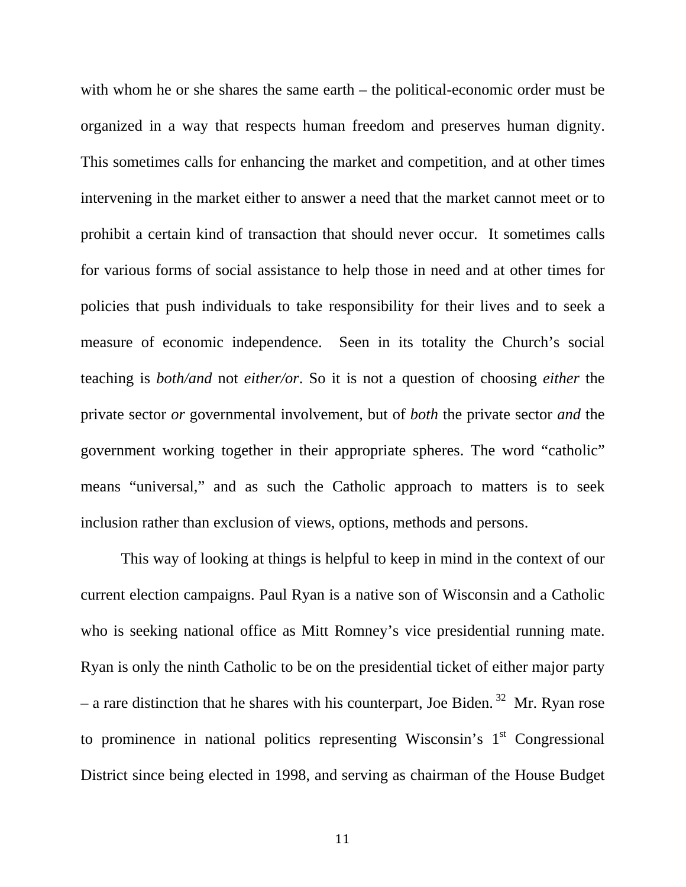with whom he or she shares the same earth – the political-economic order must be organized in a way that respects human freedom and preserves human dignity. This sometimes calls for enhancing the market and competition, and at other times intervening in the market either to answer a need that the market cannot meet or to prohibit a certain kind of transaction that should never occur. It sometimes calls for various forms of social assistance to help those in need and at other times for policies that push individuals to take responsibility for their lives and to seek a measure of economic independence. Seen in its totality the Church's social teaching is *both/and* not *either/or*. So it is not a question of choosing *either* the private sector *or* governmental involvement, but of *both* the private sector *and* the government working together in their appropriate spheres. The word "catholic" means "universal," and as such the Catholic approach to matters is to seek inclusion rather than exclusion of views, options, methods and persons.

This way of looking at things is helpful to keep in mind in the context of our current election campaigns. Paul Ryan is a native son of Wisconsin and a Catholic who is seeking national office as Mitt Romney's vice presidential running mate. Ryan is only the ninth Catholic to be on the presidential ticket of either major party – a rare distinction that he shares with his counterpart, Joe Biden.[32] Mr. Ryan rose to prominence in national politics representing Wisconsin's 1st Congressional District since being elected in 1998, and serving as chairman of the House Budget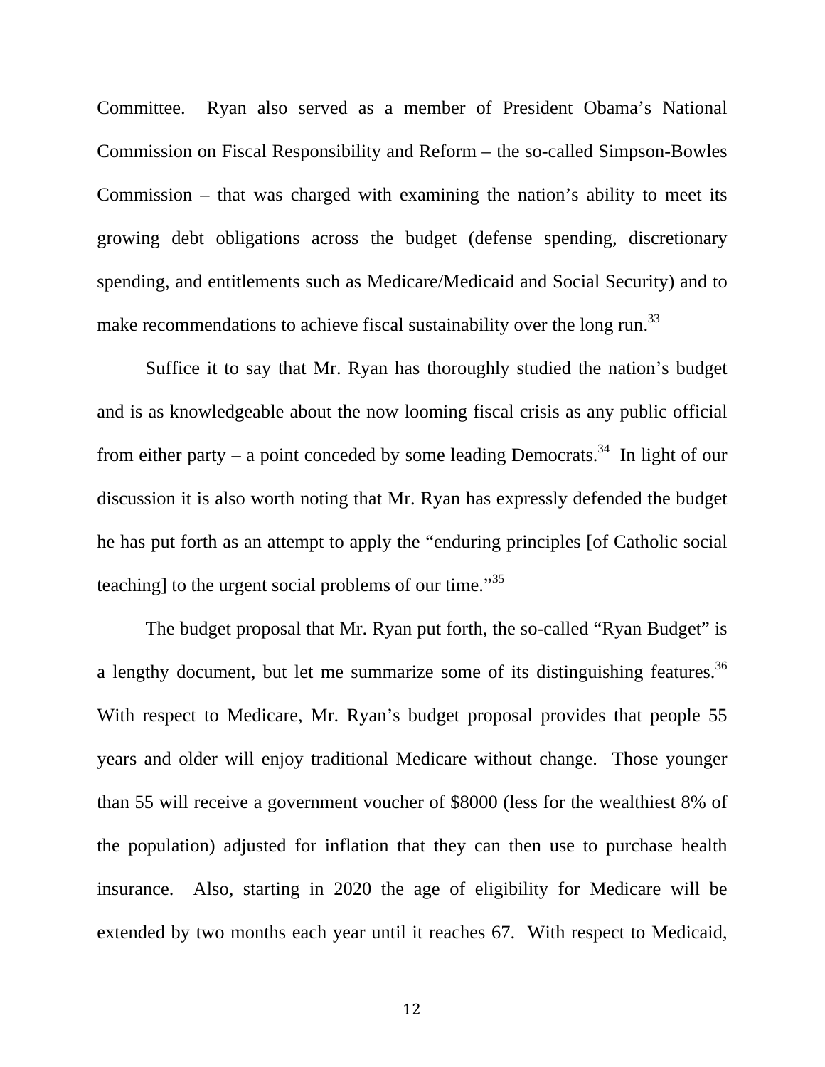Committee. Ryan also served as a member of President Obama's National Commission on Fiscal Responsibility and Reform – the so-called Simpson-Bowles Commission – that was charged with examining the nation's ability to meet its growing debt obligations across the budget (defense spending, discretionary spending, and entitlements such as Medicare/Medicaid and Social Security) and to make recommendations to achieve fiscal sustainability over the long run.[33]

Suffice it to say that Mr. Ryan has thoroughly studied the nation's budget and is as knowledgeable about the now looming fiscal crisis as any public official from either party – a point conceded by some leading Democrats.[34] In light of our discussion it is also worth noting that Mr. Ryan has expressly defended the budget he has put forth as an attempt to apply the "enduring principles [of Catholic social teaching] to the urgent social problems of our time."[35]

The budget proposal that Mr. Ryan put forth, the so-called "Ryan Budget" is a lengthy document, but let me summarize some of its distinguishing features.[36] With respect to Medicare, Mr. Ryan's budget proposal provides that people 55 years and older will enjoy traditional Medicare without change. Those younger than 55 will receive a government voucher of $8000 (less for the wealthiest 8% of the population) adjusted for inflation that they can then use to purchase health insurance. Also, starting in 2020 the age of eligibility for Medicare will be extended by two months each year until it reaches 67. With respect to Medicaid,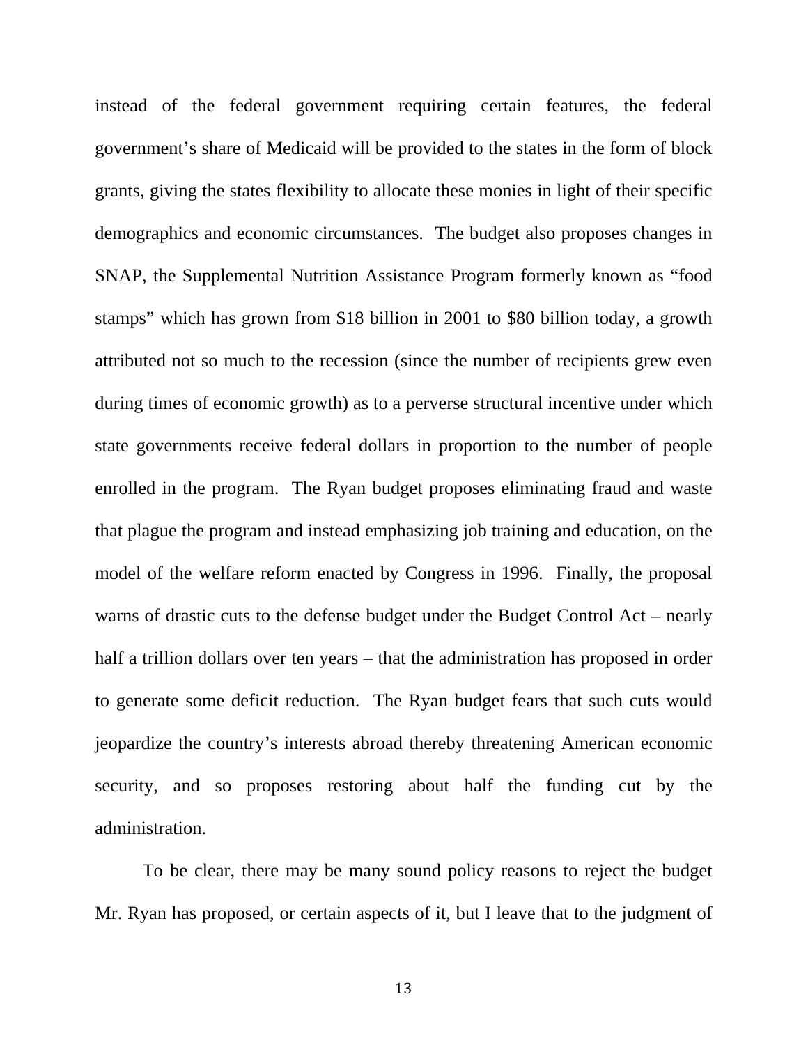instead of the federal government requiring certain features, the federal government's share of Medicaid will be provided to the states in the form of block grants, giving the states flexibility to allocate these monies in light of their specific demographics and economic circumstances. The budget also proposes changes in SNAP, the Supplemental Nutrition Assistance Program formerly known as "food stamps" which has grown from $18 billion in 2001 to $80 billion today, a growth attributed not so much to the recession (since the number of recipients grew even during times of economic growth) as to a perverse structural incentive under which state governments receive federal dollars in proportion to the number of people enrolled in the program. The Ryan budget proposes eliminating fraud and waste that plague the program and instead emphasizing job training and education, on the model of the welfare reform enacted by Congress in 1996. Finally, the proposal warns of drastic cuts to the defense budget under the Budget Control Act – nearly half a trillion dollars over ten years – that the administration has proposed in order to generate some deficit reduction. The Ryan budget fears that such cuts would jeopardize the country's interests abroad thereby threatening American economic security, and so proposes restoring about half the funding cut by the administration.

To be clear, there may be many sound policy reasons to reject the budget Mr. Ryan has proposed, or certain aspects of it, but I leave that to the judgment of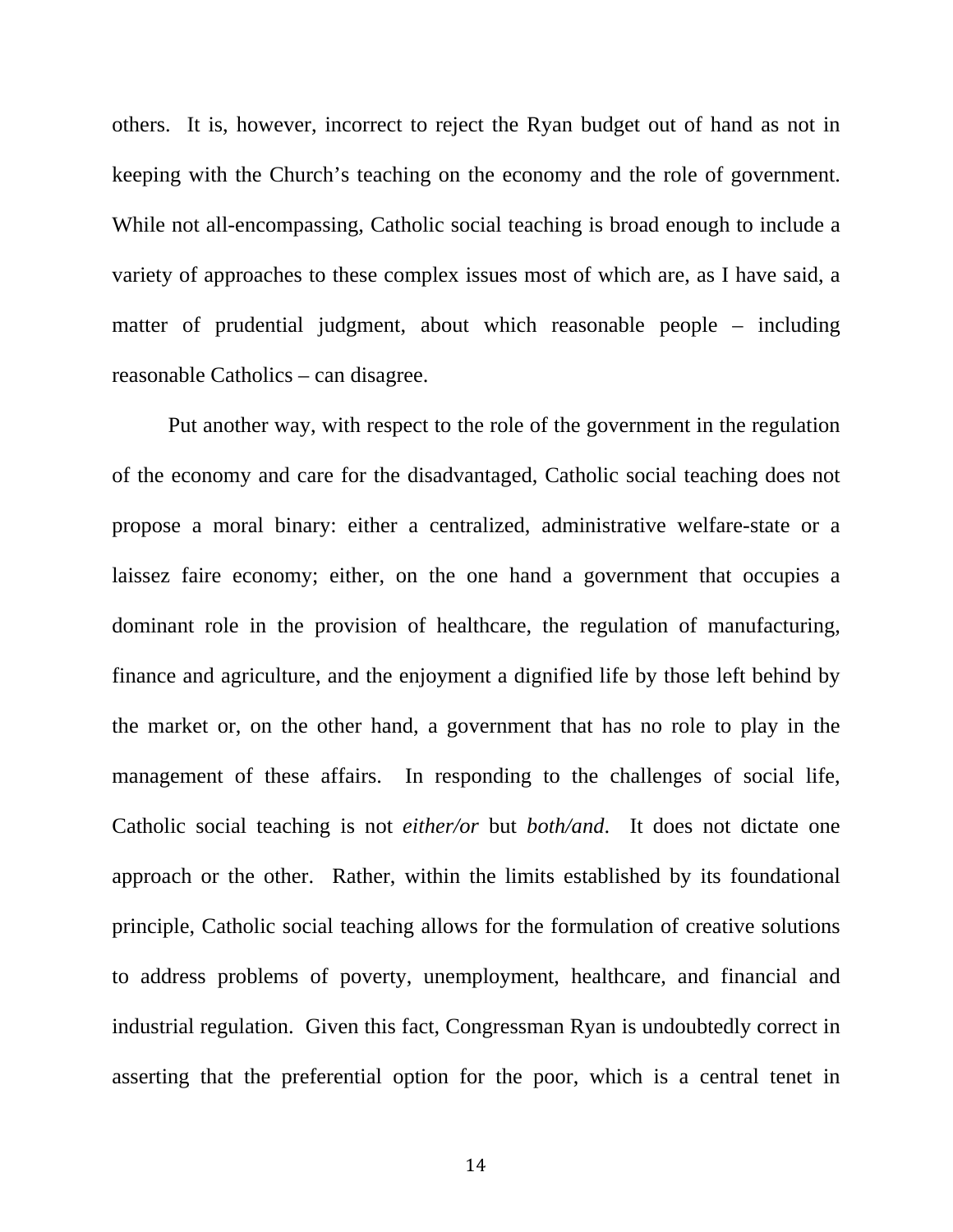others. It is, however, incorrect to reject the Ryan budget out of hand as not in keeping with the Church's teaching on the economy and the role of government. While not all-encompassing, Catholic social teaching is broad enough to include a variety of approaches to these complex issues most of which are, as I have said, a matter of prudential judgment, about which reasonable people – including reasonable Catholics – can disagree.

Put another way, with respect to the role of the government in the regulation of the economy and care for the disadvantaged, Catholic social teaching does not propose a moral binary: either a centralized, administrative welfare-state or a laissez faire economy; either, on the one hand a government that occupies a dominant role in the provision of healthcare, the regulation of manufacturing, finance and agriculture, and the enjoyment a dignified life by those left behind by the market or, on the other hand, a government that has no role to play in the management of these affairs. In responding to the challenges of social life, Catholic social teaching is not *either/or* but *both/and*. It does not dictate one approach or the other. Rather, within the limits established by its foundational principle, Catholic social teaching allows for the formulation of creative solutions to address problems of poverty, unemployment, healthcare, and financial and industrial regulation. Given this fact, Congressman Ryan is undoubtedly correct in asserting that the preferential option for the poor, which is a central tenet in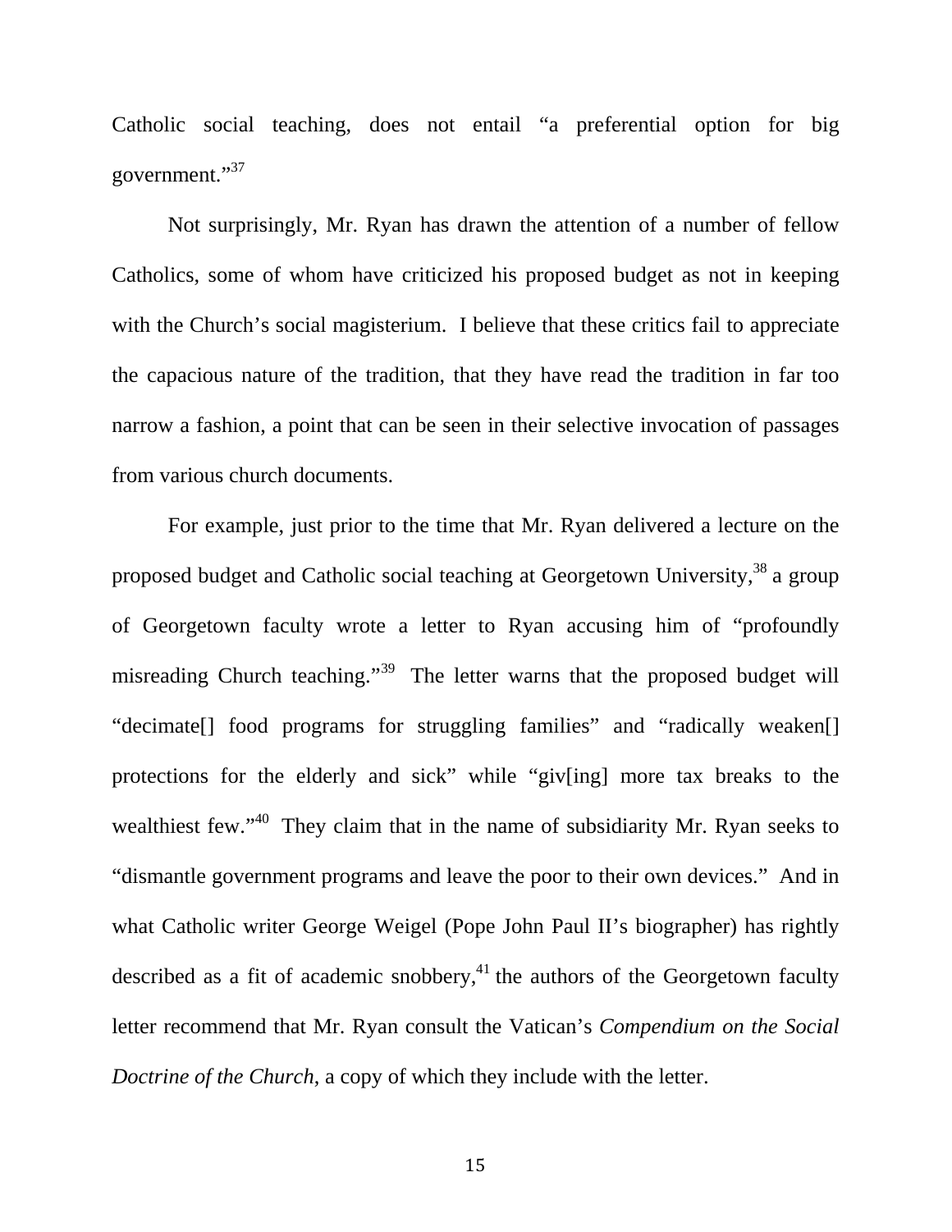Catholic social teaching, does not entail "a preferential option for big government."[37]

Not surprisingly, Mr. Ryan has drawn the attention of a number of fellow Catholics, some of whom have criticized his proposed budget as not in keeping with the Church's social magisterium. I believe that these critics fail to appreciate the capacious nature of the tradition, that they have read the tradition in far too narrow a fashion, a point that can be seen in their selective invocation of passages from various church documents.

For example, just prior to the time that Mr. Ryan delivered a lecture on the proposed budget and Catholic social teaching at Georgetown University,[38] a group of Georgetown faculty wrote a letter to Ryan accusing him of "profoundly misreading Church teaching."[39] The letter warns that the proposed budget will "decimate[] food programs for struggling families" and "radically weaken[] protections for the elderly and sick" while "giv[ing] more tax breaks to the wealthiest few."[40] They claim that in the name of subsidiarity Mr. Ryan seeks to "dismantle government programs and leave the poor to their own devices." And in what Catholic writer George Weigel (Pope John Paul II's biographer) has rightly described as a fit of academic snobbery,[41] the authors of the Georgetown faculty letter recommend that Mr. Ryan consult the Vatican's *Compendium on the Social Doctrine of the Church*, a copy of which they include with the letter.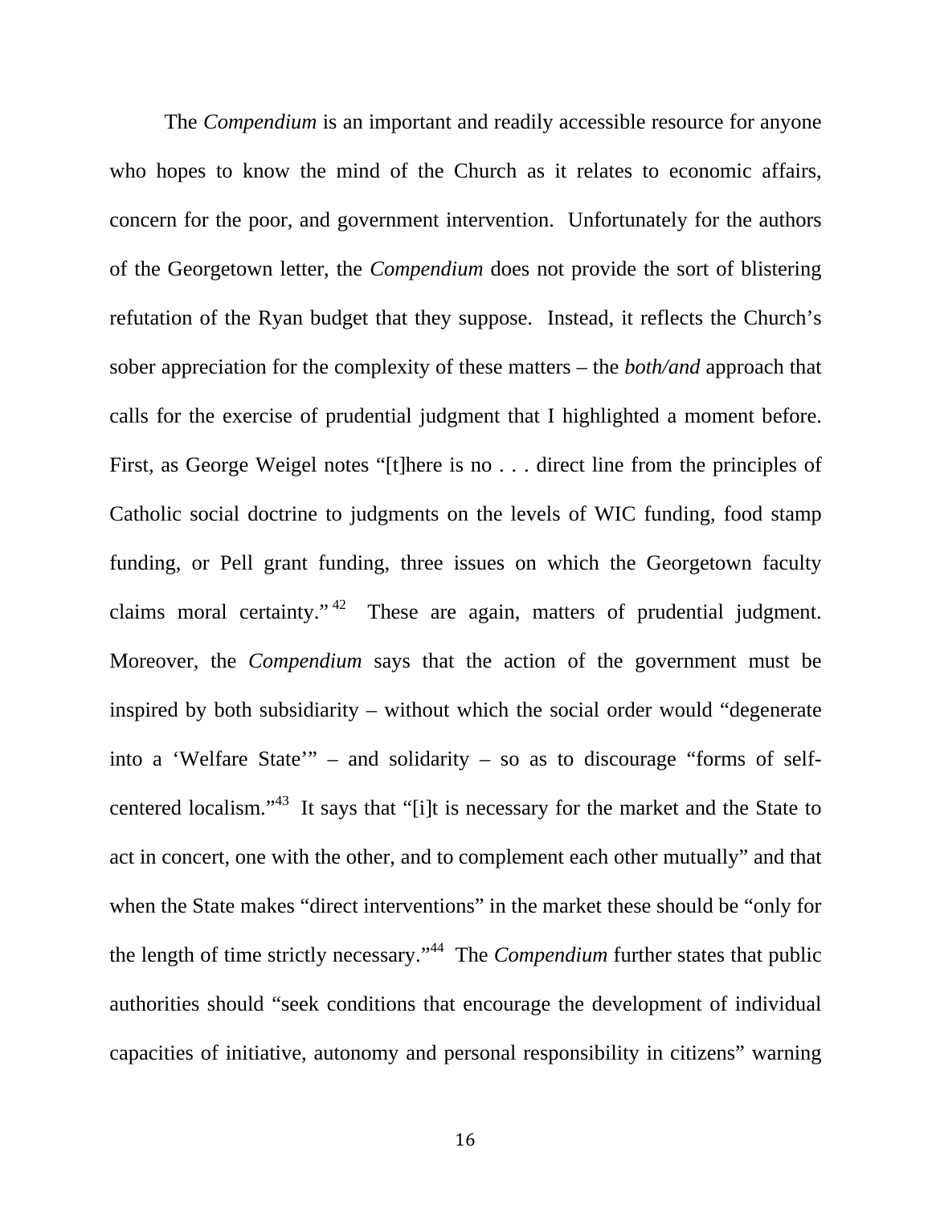The *Compendium* is an important and readily accessible resource for anyone who hopes to know the mind of the Church as it relates to economic affairs, concern for the poor, and government intervention. Unfortunately for the authors of the Georgetown letter, the *Compendium* does not provide the sort of blistering refutation of the Ryan budget that they suppose. Instead, it reflects the Church's sober appreciation for the complexity of these matters – the *both/and* approach that calls for the exercise of prudential judgment that I highlighted a moment before. First, as George Weigel notes "[t]here is no . . . direct line from the principles of Catholic social doctrine to judgments on the levels of WIC funding, food stamp funding, or Pell grant funding, three issues on which the Georgetown faculty claims moral certainty."[42] These are again, matters of prudential judgment. Moreover, the *Compendium* says that the action of the government must be inspired by both subsidiarity – without which the social order would "degenerate into a 'Welfare State'" – and solidarity – so as to discourage "forms of self-centered localism."[43] It says that "[i]t is necessary for the market and the State to act in concert, one with the other, and to complement each other mutually" and that when the State makes "direct interventions" in the market these should be "only for the length of time strictly necessary."[44] The *Compendium* further states that public authorities should "seek conditions that encourage the development of individual capacities of initiative, autonomy and personal responsibility in citizens" warning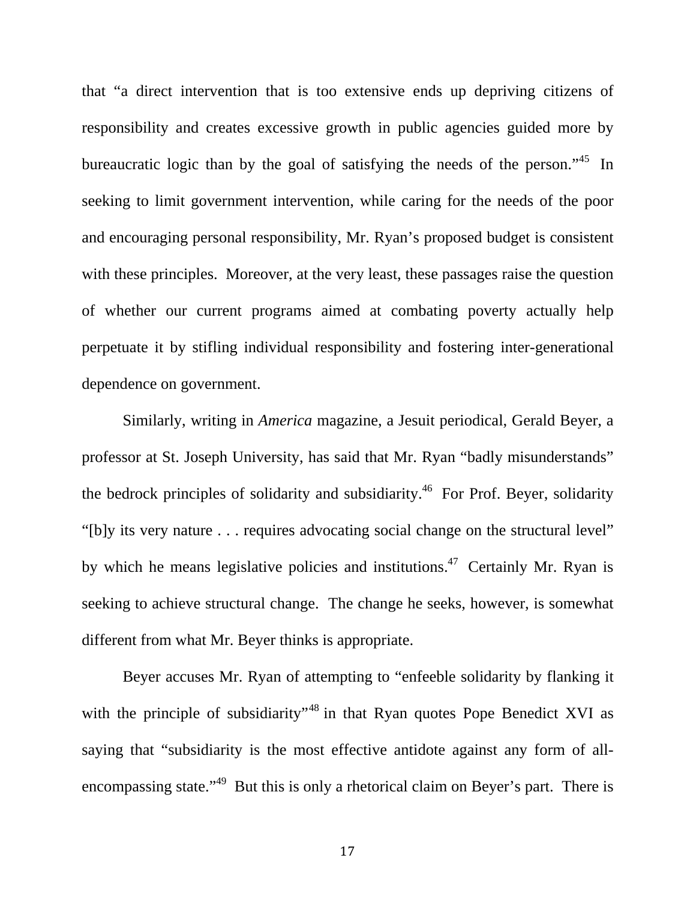that "a direct intervention that is too extensive ends up depriving citizens of responsibility and creates excessive growth in public agencies guided more by bureaucratic logic than by the goal of satisfying the needs of the person."[45] In seeking to limit government intervention, while caring for the needs of the poor and encouraging personal responsibility, Mr. Ryan's proposed budget is consistent with these principles. Moreover, at the very least, these passages raise the question of whether our current programs aimed at combating poverty actually help perpetuate it by stifling individual responsibility and fostering inter-generational dependence on government.

Similarly, writing in *America* magazine, a Jesuit periodical, Gerald Beyer, a professor at St. Joseph University, has said that Mr. Ryan "badly misunderstands" the bedrock principles of solidarity and subsidiarity.[46] For Prof. Beyer, solidarity "[b]y its very nature . . . requires advocating social change on the structural level" by which he means legislative policies and institutions.[47] Certainly Mr. Ryan is seeking to achieve structural change. The change he seeks, however, is somewhat different from what Mr. Beyer thinks is appropriate.

Beyer accuses Mr. Ryan of attempting to "enfeeble solidarity by flanking it with the principle of subsidiarity"[48] in that Ryan quotes Pope Benedict XVI as saying that "subsidiarity is the most effective antidote against any form of all-encompassing state."[49] But this is only a rhetorical claim on Beyer's part. There is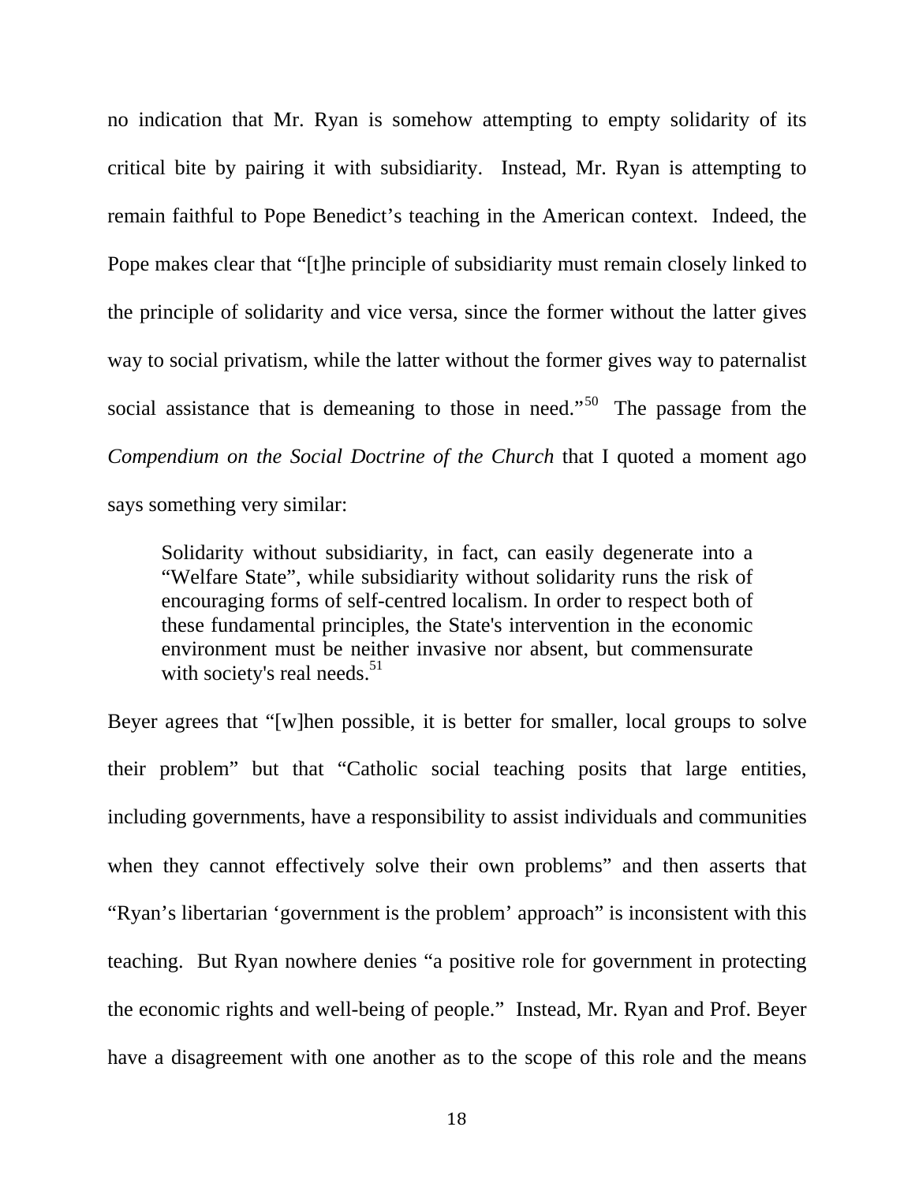no indication that Mr. Ryan is somehow attempting to empty solidarity of its critical bite by pairing it with subsidiarity. Instead, Mr. Ryan is attempting to remain faithful to Pope Benedict's teaching in the American context. Indeed, the Pope makes clear that "[t]he principle of subsidiarity must remain closely linked to the principle of solidarity and vice versa, since the former without the latter gives way to social privatism, while the latter without the former gives way to paternalist social assistance that is demeaning to those in need."[50] The passage from the *Compendium on the Social Doctrine of the Church* that I quoted a moment ago says something very similar:

> Solidarity without subsidiarity, in fact, can easily degenerate into a "Welfare State", while subsidiarity without solidarity runs the risk of encouraging forms of self-centred localism. In order to respect both of these fundamental principles, the State's intervention in the economic environment must be neither invasive nor absent, but commensurate with society's real needs.[51]

Beyer agrees that "[w]hen possible, it is better for smaller, local groups to solve their problem" but that "Catholic social teaching posits that large entities, including governments, have a responsibility to assist individuals and communities when they cannot effectively solve their own problems" and then asserts that "Ryan's libertarian 'government is the problem' approach" is inconsistent with this teaching. But Ryan nowhere denies "a positive role for government in protecting the economic rights and well-being of people." Instead, Mr. Ryan and Prof. Beyer have a disagreement with one another as to the scope of this role and the means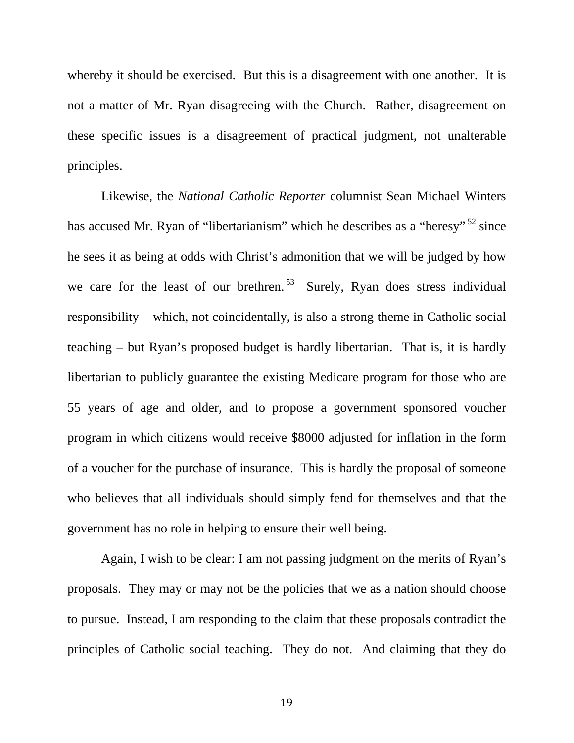whereby it should be exercised. But this is a disagreement with one another. It is not a matter of Mr. Ryan disagreeing with the Church. Rather, disagreement on these specific issues is a disagreement of practical judgment, not unalterable principles.

Likewise, the *National Catholic Reporter* columnist Sean Michael Winters has accused Mr. Ryan of "libertarianism" which he describes as a "heresy"[52] since he sees it as being at odds with Christ's admonition that we will be judged by how we care for the least of our brethren.[53] Surely, Ryan does stress individual responsibility – which, not coincidentally, is also a strong theme in Catholic social teaching – but Ryan's proposed budget is hardly libertarian. That is, it is hardly libertarian to publicly guarantee the existing Medicare program for those who are 55 years of age and older, and to propose a government sponsored voucher program in which citizens would receive $8000 adjusted for inflation in the form of a voucher for the purchase of insurance. This is hardly the proposal of someone who believes that all individuals should simply fend for themselves and that the government has no role in helping to ensure their well being.

Again, I wish to be clear: I am not passing judgment on the merits of Ryan's proposals. They may or may not be the policies that we as a nation should choose to pursue. Instead, I am responding to the claim that these proposals contradict the principles of Catholic social teaching. They do not. And claiming that they do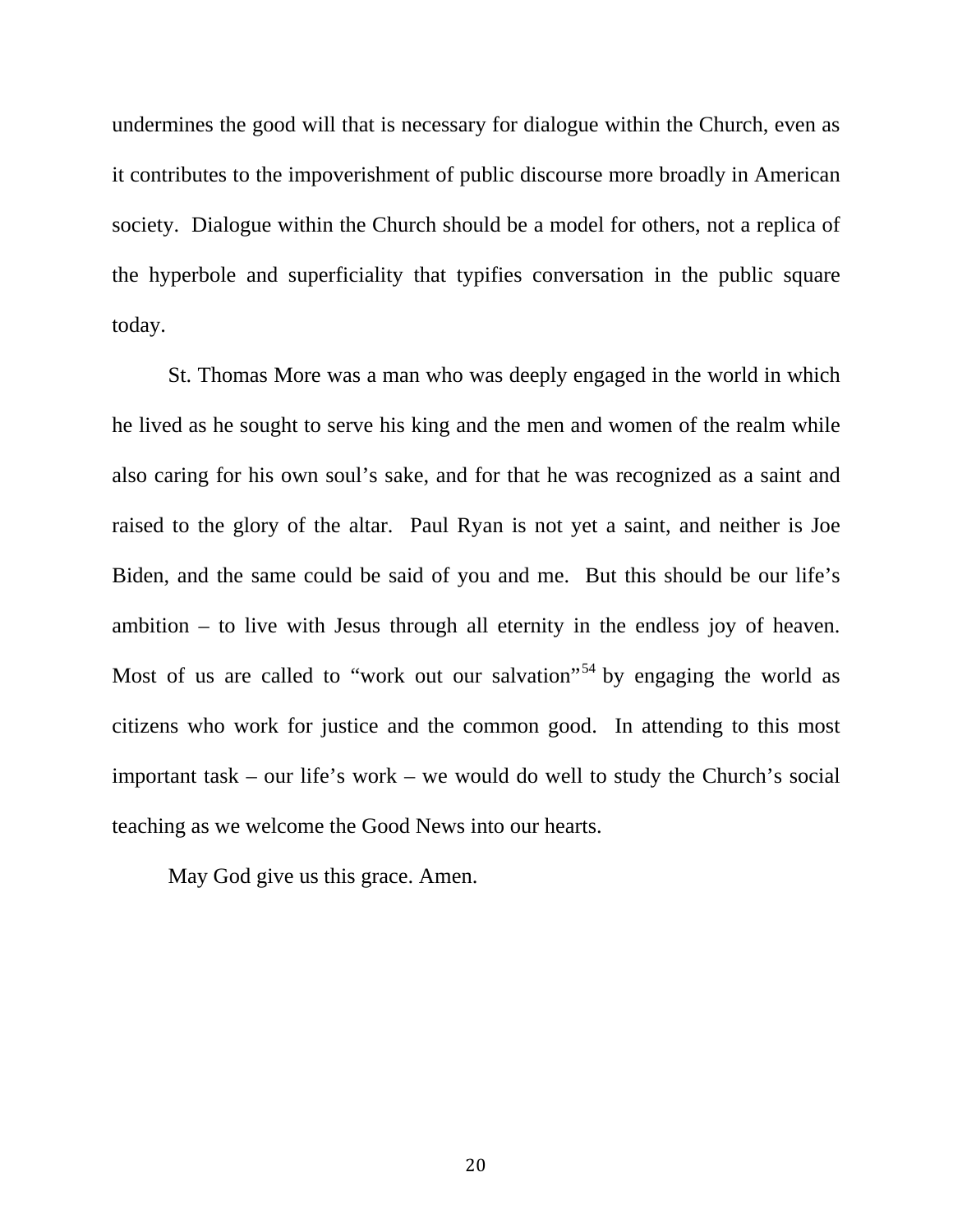undermines the good will that is necessary for dialogue within the Church, even as it contributes to the impoverishment of public discourse more broadly in American society. Dialogue within the Church should be a model for others, not a replica of the hyperbole and superficiality that typifies conversation in the public square today.

St. Thomas More was a man who was deeply engaged in the world in which he lived as he sought to serve his king and the men and women of the realm while also caring for his own soul's sake, and for that he was recognized as a saint and raised to the glory of the altar. Paul Ryan is not yet a saint, and neither is Joe Biden, and the same could be said of you and me. But this should be our life's ambition – to live with Jesus through all eternity in the endless joy of heaven. Most of us are called to "work out our salvation"[54] by engaging the world as citizens who work for justice and the common good. In attending to this most important task – our life's work – we would do well to study the Church's social teaching as we welcome the Good News into our hearts.

May God give us this grace. Amen.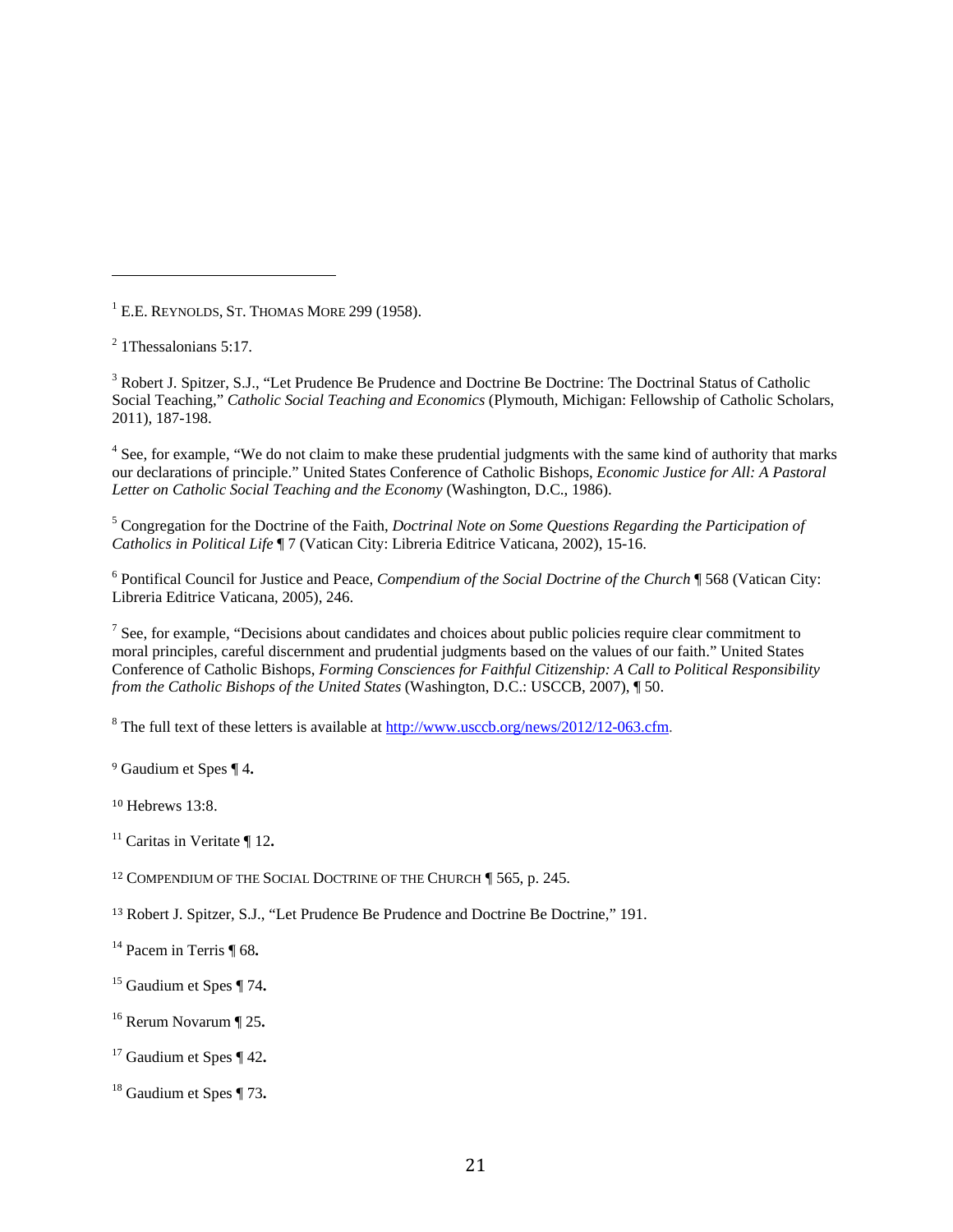[1] E.E. Reynolds, St. Thomas More 299 (1958).

[2] 1Thessalonians 5:17.

[3] Robert J. Spitzer, S.J., "Let Prudence Be Prudence and Doctrine Be Doctrine: The Doctrinal Status of Catholic Social Teaching," *Catholic Social Teaching and Economics* (Plymouth, Michigan: Fellowship of Catholic Scholars, 2011), 187-198.

[4] See, for example, "We do not claim to make these prudential judgments with the same kind of authority that marks our declarations of principle." United States Conference of Catholic Bishops, *Economic Justice for All: A Pastoral Letter on Catholic Social Teaching and the Economy* (Washington, D.C., 1986).

[5] Congregation for the Doctrine of the Faith, *Doctrinal Note on Some Questions Regarding the Participation of Catholics in Political Life* ¶ 7 (Vatican City: Libreria Editrice Vaticana, 2002), 15-16.

[6] Pontifical Council for Justice and Peace, *Compendium of the Social Doctrine of the Church* ¶ 568 (Vatican City: Libreria Editrice Vaticana, 2005), 246.

[7] See, for example, "Decisions about candidates and choices about public policies require clear commitment to moral principles, careful discernment and prudential judgments based on the values of our faith." United States Conference of Catholic Bishops, *Forming Consciences for Faithful Citizenship: A Call to Political Responsibility from the Catholic Bishops of the United States* (Washington, D.C.: USCCB, 2007), ¶ 50.

[8] The full text of these letters is available at http://www.usccb.org/news/2012/12-063.cfm.

[9] Gaudium et Spes ¶ 4**.**

[10] Hebrews 13:8.

[11] Caritas in Veritate ¶ 12**.**

[12] Compendium of the Social Doctrine of the Church ¶ 565, p. 245.

[13] Robert J. Spitzer, S.J., "Let Prudence Be Prudence and Doctrine Be Doctrine," 191.

[14] Pacem in Terris ¶ 68**.**

[15] Gaudium et Spes ¶ 74**.**

[16] Rerum Novarum ¶ 25**.**

[17] Gaudium et Spes ¶ 42**.**

[18] Gaudium et Spes ¶ 73**.**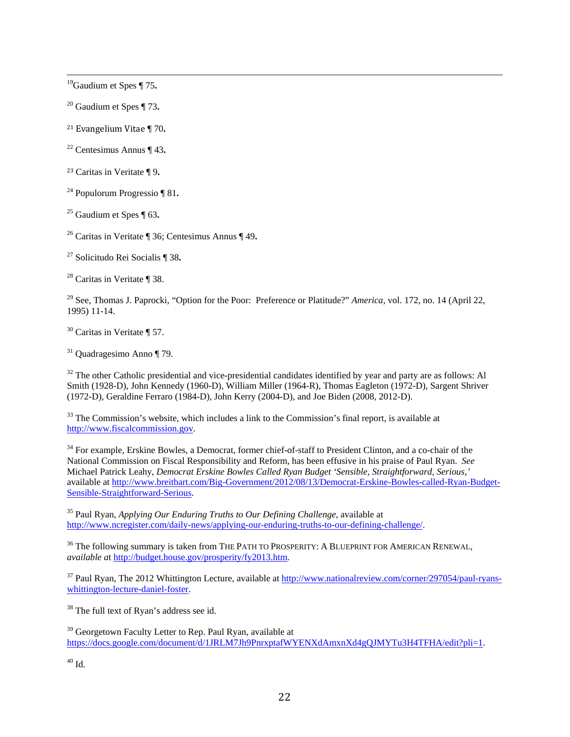[19] Gaudium et Spes ¶ 75.

[20] Gaudium et Spes ¶ 73.

[21] Evangelium Vitae ¶ 70.

[22] Centesimus Annus ¶ 43.

[23] Caritas in Veritate ¶ 9.

[24] Populorum Progressio ¶ 81.

[25] Gaudium et Spes ¶ 63.

[26] Caritas in Veritate ¶ 36; Centesimus Annus ¶ 49.

[27] Solicitudo Rei Socialis ¶ 38.

[28] Caritas in Veritate ¶ 38.

[29] See, Thomas J. Paprocki, "Option for the Poor: Preference or Platitude?" *America*, vol. 172, no. 14 (April 22, 1995) 11-14.

[30] Caritas in Veritate ¶ 57.

[31] Quadragesimo Anno ¶ 79.

[32] The other Catholic presidential and vice-presidential candidates identified by year and party are as follows: Al Smith (1928-D), John Kennedy (1960-D), William Miller (1964-R), Thomas Eagleton (1972-D), Sargent Shriver (1972-D), Geraldine Ferraro (1984-D), John Kerry (2004-D), and Joe Biden (2008, 2012-D).

[33] The Commission's website, which includes a link to the Commission's final report, is available at http://www.fiscalcommission.gov.

[34] For example, Erskine Bowles, a Democrat, former chief-of-staff to President Clinton, and a co-chair of the National Commission on Fiscal Responsibility and Reform, has been effusive in his praise of Paul Ryan. *See* Michael Patrick Leahy, *Democrat Erskine Bowles Called Ryan Budget 'Sensible, Straightforward, Serious,'* available at http://www.breitbart.com/Big-Government/2012/08/13/Democrat-Erskine-Bowles-called-Ryan-Budget-Sensible-Straightforward-Serious.

[35] Paul Ryan, *Applying Our Enduring Truths to Our Defining Challenge*, available at http://www.ncregister.com/daily-news/applying-our-enduring-truths-to-our-defining-challenge/.

[36] The following summary is taken from THE PATH TO PROSPERITY: A BLUEPRINT FOR AMERICAN RENEWAL, *available at* http://budget.house.gov/prosperity/fy2013.htm.

[37] Paul Ryan, The 2012 Whittington Lecture, available at http://www.nationalreview.com/corner/297054/paul-ryans-whittington-lecture-daniel-foster.

[38] The full text of Ryan's address see id.

[39] Georgetown Faculty Letter to Rep. Paul Ryan, available at https://docs.google.com/document/d/1JRLM7Jh9PnrxptafWYENXdAmxnXd4gQJMYTu3H4TFHA/edit?pli=1.

[40] Id.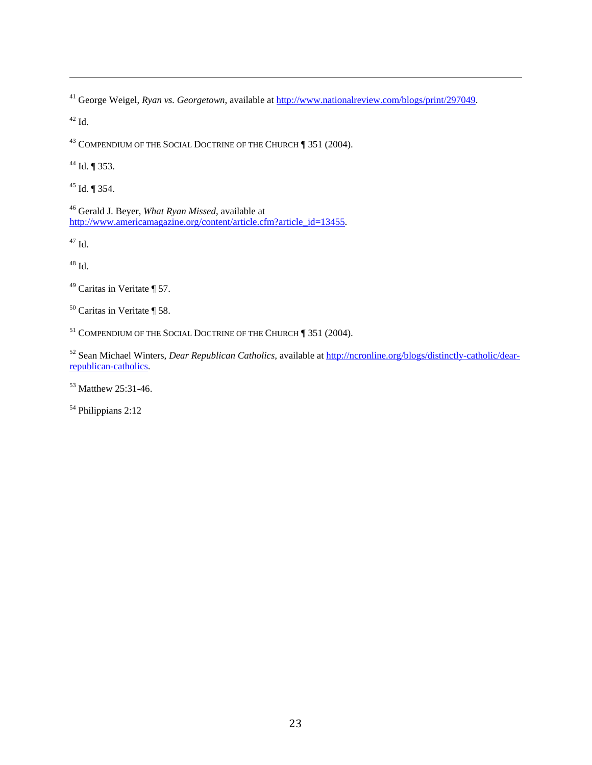---

[41] George Weigel, *Ryan vs. Georgetown*, available at http://www.nationalreview.com/blogs/print/297049.

[42] Id.

[43] COMPENDIUM OF THE SOCIAL DOCTRINE OF THE CHURCH ¶ 351 (2004).

[44] Id. ¶ 353.

[45] Id. ¶ 354.

[46] Gerald J. Beyer, *What Ryan Missed*, available at http://www.americamagazine.org/content/article.cfm?article_id=13455.

[47] Id.

[48] Id.

[49] Caritas in Veritate ¶ 57.

[50] Caritas in Veritate ¶ 58.

[51] COMPENDIUM OF THE SOCIAL DOCTRINE OF THE CHURCH ¶ 351 (2004).

[52] Sean Michael Winters, *Dear Republican Catholics*, available at http://ncronline.org/blogs/distinctly-catholic/dear-republican-catholics.

[53] Matthew 25:31-46.

[54] Philippians 2:12